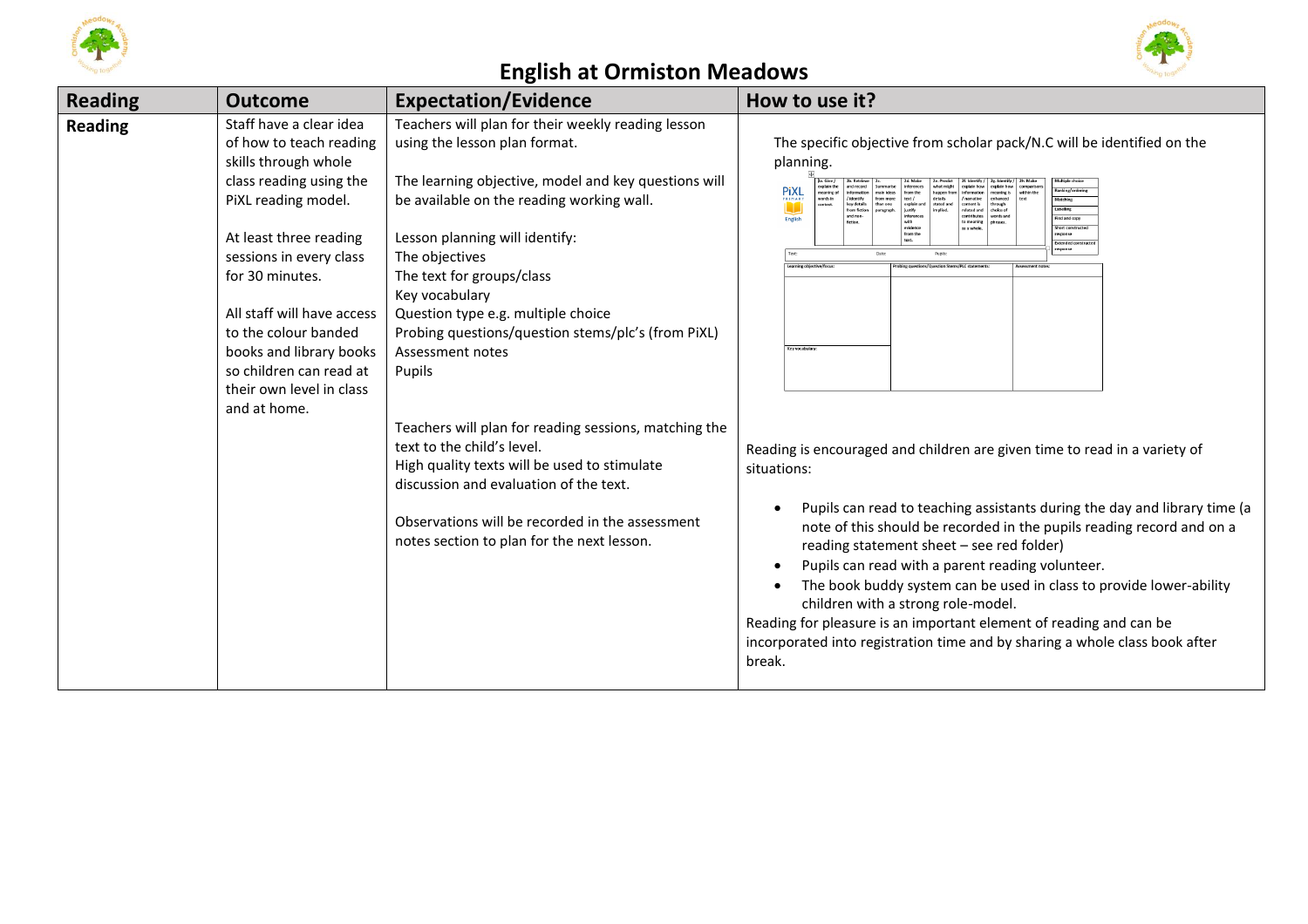# English at Ormiston Meadows

| Reading | Outcome | Expectation/Evidence | How to use it? |
|---|---|---|---|
| **Reading** | Staff have a clear idea of how to teach reading skills through whole class reading using the PiXL reading model.<br><br>At least three reading sessions in every class for 30 minutes.<br><br>All staff will have access to the colour banded books and library books so children can read at their own level in class and at home. | Teachers will plan for their weekly reading lesson using the lesson plan format.<br><br>The learning objective, model and key questions will be available on the reading working wall.<br><br>Lesson planning will identify:<br>The objectives<br>The text for groups/class<br>Key vocabulary<br>Question type e.g. multiple choice<br>Probing questions/question stems/plc's (from PiXL)<br>Assessment notes<br>Pupils<br><br>Teachers will plan for reading sessions, matching the text to the child's level.<br>High quality texts will be used to stimulate discussion and evaluation of the text.<br><br>Observations will be recorded in the assessment notes section to plan for the next lesson. | The specific objective from scholar pack/N.C will be identified on the planning.<br><br>Reading is encouraged and children are given time to read in a variety of situations:<br><br>• Pupils can read to teaching assistants during the day and library time (a note of this should be recorded in the pupils reading record and on a reading statement sheet – see red folder)<br>• Pupils can read with a parent reading volunteer.<br>• The book buddy system can be used in class to provide lower-ability children with a strong role-model.<br><br>Reading for pleasure is an important element of reading and can be incorporated into registration time and by sharing a whole class book after break. |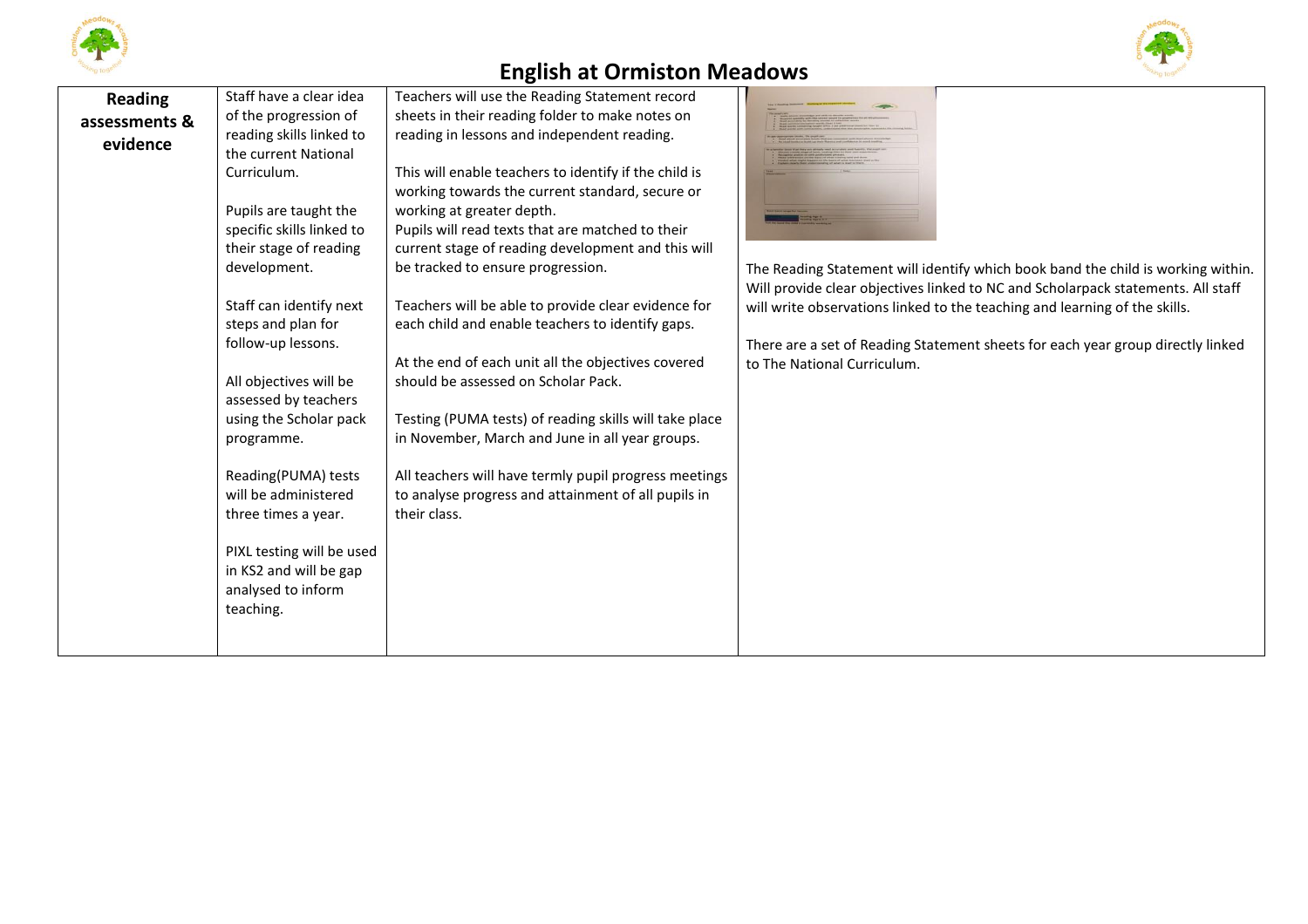# English at Ormiston Meadows

| Reading assessments & evidence | Staff have a clear idea of the progression of reading skills linked to the current National Curriculum.<br><br>Pupils are taught the specific skills linked to their stage of reading development.<br><br>Staff can identify next steps and plan for follow-up lessons.<br><br>All objectives will be assessed by teachers using the Scholar pack programme.<br><br>Reading(PUMA) tests will be administered three times a year.<br><br>PIXL testing will be used in KS2 and will be gap analysed to inform teaching. | Teachers will use the Reading Statement record sheets in their reading folder to make notes on reading in lessons and independent reading.<br><br>This will enable teachers to identify if the child is working towards the current standard, secure or working at greater depth.<br>Pupils will read texts that are matched to their current stage of reading development and this will be tracked to ensure progression.<br><br>Teachers will be able to provide clear evidence for each child and enable teachers to identify gaps.<br><br>At the end of each unit all the objectives covered should be assessed on Scholar Pack.<br><br>Testing (PUMA tests) of reading skills will take place in November, March and June in all year groups.<br><br>All teachers will have termly pupil progress meetings to analyse progress and attainment of all pupils in their class. | The Reading Statement will identify which book band the child is working within. Will provide clear objectives linked to NC and Scholarpack statements. All staff will write observations linked to the teaching and learning of the skills.<br><br>There are a set of Reading Statement sheets for each year group directly linked to The National Curriculum. |
|---|---|---|---|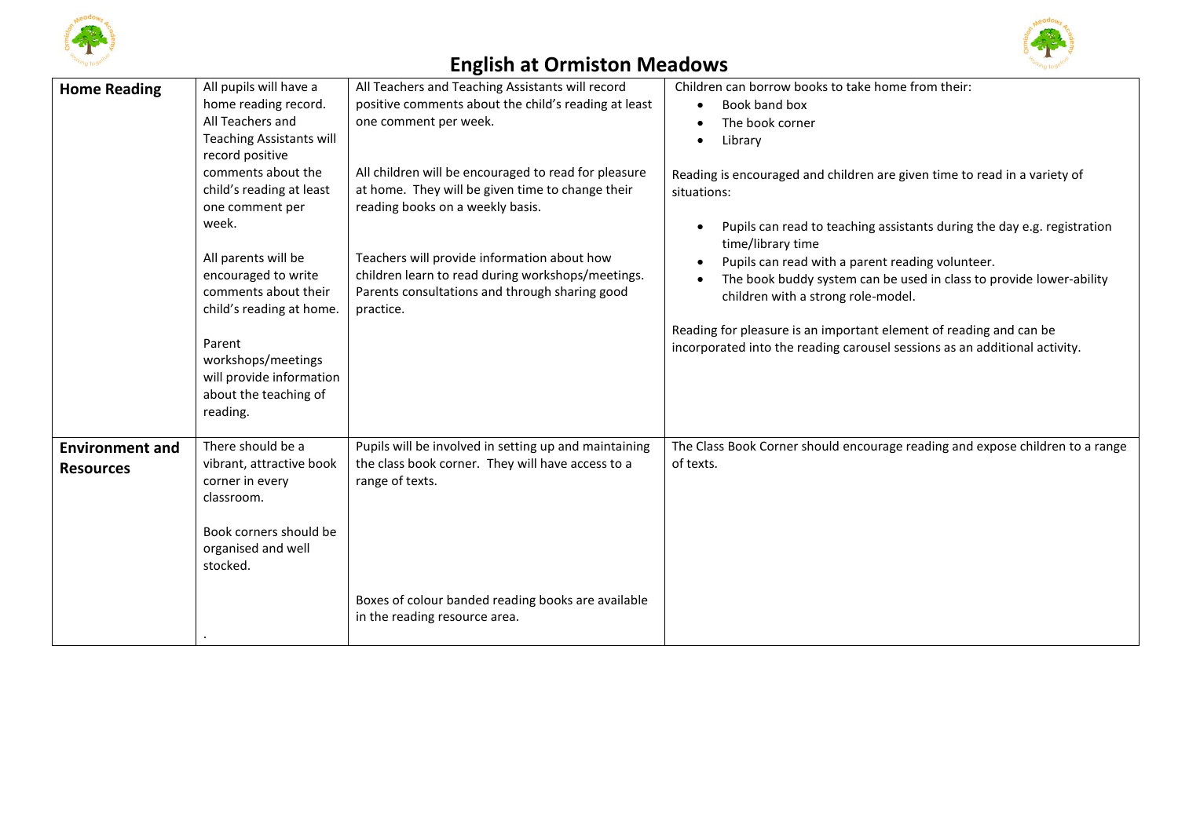# English at Ormiston Meadows

| | | | |
|---|---|---|---|
| **Home Reading** | All pupils will have a home reading record. All Teachers and Teaching Assistants will record positive comments about the child's reading at least one comment per week.<br><br>All parents will be encouraged to write comments about their child's reading at home.<br><br>Parent workshops/meetings will provide information about the teaching of reading. | All Teachers and Teaching Assistants will record positive comments about the child's reading at least one comment per week.<br><br>All children will be encouraged to read for pleasure at home. They will be given time to change their reading books on a weekly basis.<br><br>Teachers will provide information about how children learn to read during workshops/meetings. Parents consultations and through sharing good practice. | Children can borrow books to take home from their:<br>• Book band box<br>• The book corner<br>• Library<br><br>Reading is encouraged and children are given time to read in a variety of situations:<br><br>• Pupils can read to teaching assistants during the day e.g. registration time/library time<br>• Pupils can read with a parent reading volunteer.<br>• The book buddy system can be used in class to provide lower-ability children with a strong role-model.<br><br>Reading for pleasure is an important element of reading and can be incorporated into the reading carousel sessions as an additional activity. |
| **Environment and Resources** | There should be a vibrant, attractive book corner in every classroom.<br><br>Book corners should be organised and well stocked.<br><br>. | Pupils will be involved in setting up and maintaining the class book corner. They will have access to a range of texts.<br><br>Boxes of colour banded reading books are available in the reading resource area. | The Class Book Corner should encourage reading and expose children to a range of texts. |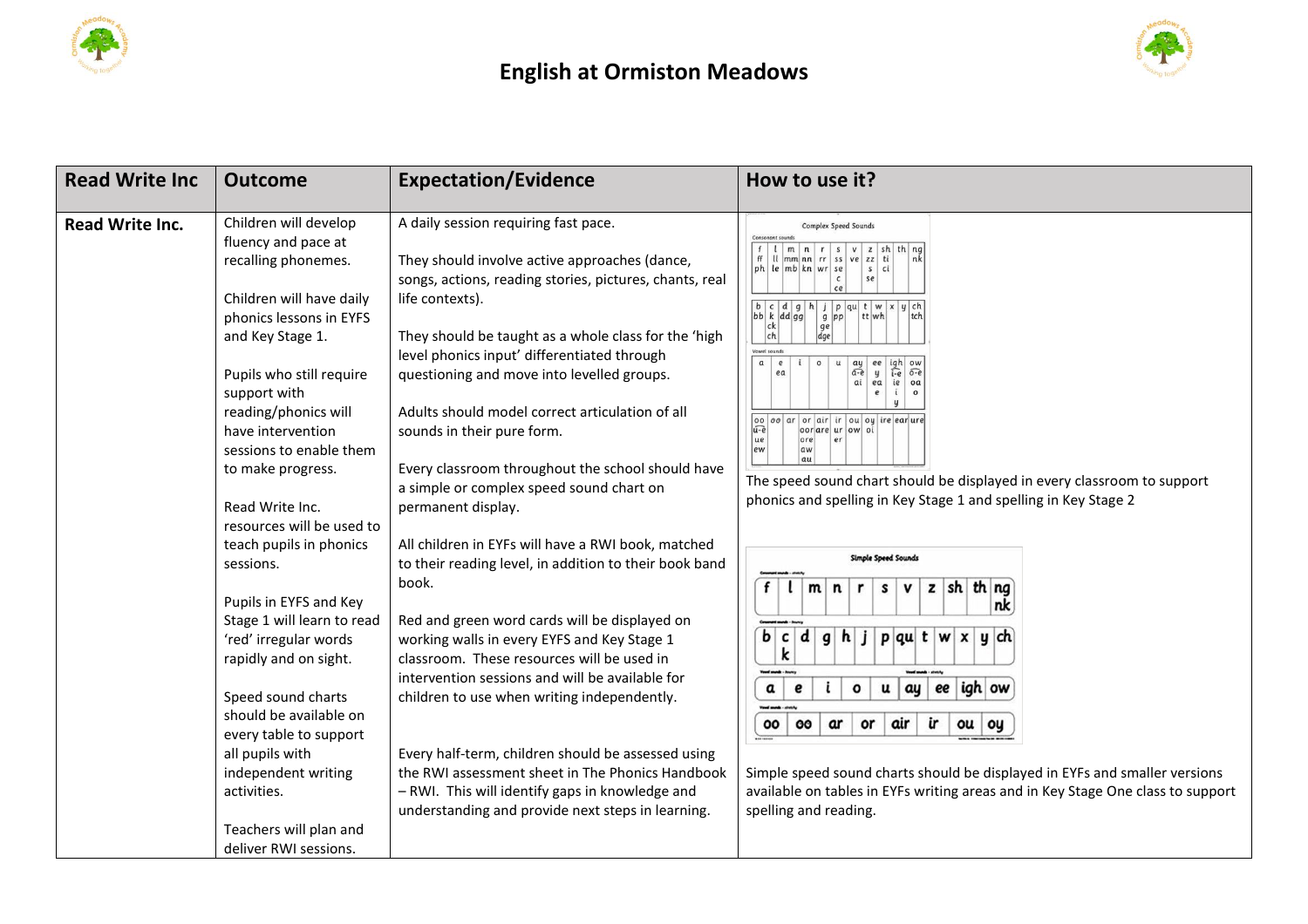# English at Ormiston Meadows

| Read Write Inc | Outcome | Expectation/Evidence | How to use it? |
|---|---|---|---|
| **Read Write Inc.** | Children will develop fluency and pace at recalling phonemes.<br><br>Children will have daily phonics lessons in EYFS and Key Stage 1.<br><br>Pupils who still require support with reading/phonics will have intervention sessions to enable them to make progress.<br><br>Read Write Inc. resources will be used to teach pupils in phonics sessions.<br><br>Pupils in EYFS and Key Stage 1 will learn to read 'red' irregular words rapidly and on sight.<br><br>Speed sound charts should be available on every table to support all pupils with independent writing activities.<br><br>Teachers will plan and deliver RWI sessions. | A daily session requiring fast pace.<br><br>They should involve active approaches (dance, songs, actions, reading stories, pictures, chants, real life contexts).<br><br>They should be taught as a whole class for the 'high level phonics input' differentiated through questioning and move into levelled groups.<br><br>Adults should model correct articulation of all sounds in their pure form.<br><br>Every classroom throughout the school should have a simple or complex speed sound chart on permanent display.<br><br>All children in EYFs will have a RWI book, matched to their reading level, in addition to their book band book.<br><br>Red and green word cards will be displayed on working walls in every EYFS and Key Stage 1 classroom. These resources will be used in intervention sessions and will be available for children to use when writing independently.<br><br>Every half-term, children should be assessed using the RWI assessment sheet in The Phonics Handbook – RWI. This will identify gaps in knowledge and understanding and provide next steps in learning. | Complex Speed Sounds<br><br>The speed sound chart should be displayed in every classroom to support phonics and spelling in Key Stage 1 and spelling in Key Stage 2<br><br>Simple Speed Sounds<br><br>Simple speed sound charts should be displayed in EYFs and smaller versions available on tables in EYFs writing areas and in Key Stage One class to support spelling and reading. |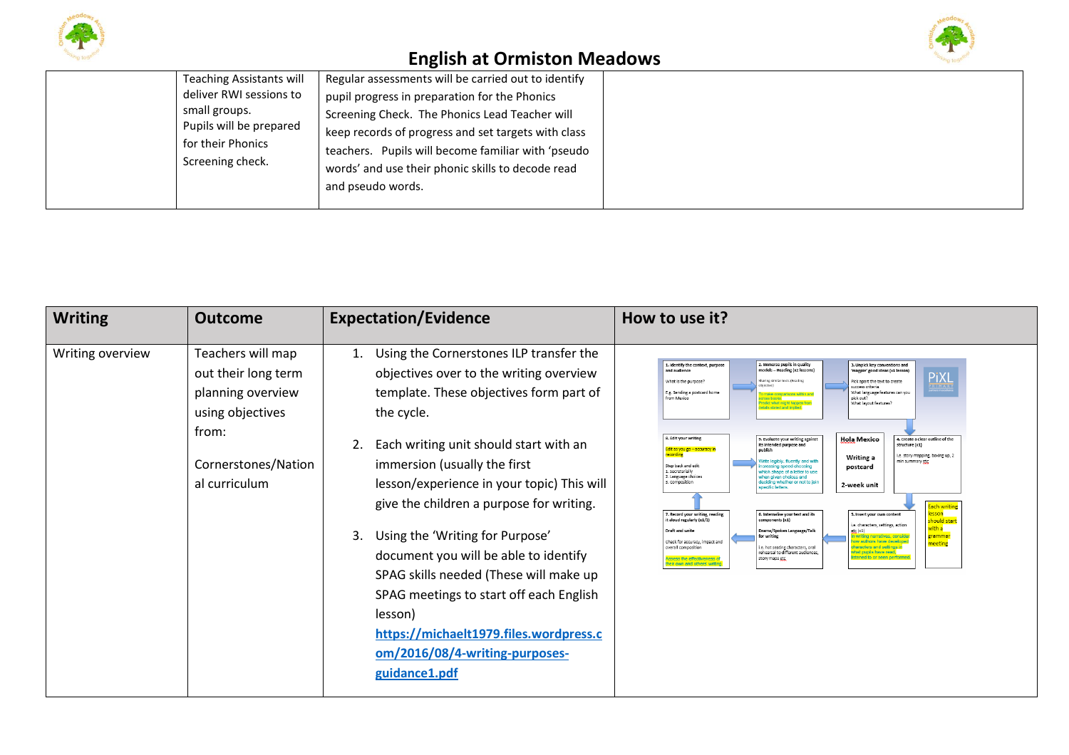# English at Ormiston Meadows

| | | | |
|---|---|---|---|
| | Teaching Assistants will deliver RWI sessions to small groups. Pupils will be prepared for their Phonics Screening check. | Regular assessments will be carried out to identify pupil progress in preparation for the Phonics Screening Check. The Phonics Lead Teacher will keep records of progress and set targets with class teachers. Pupils will become familiar with 'pseudo words' and use their phonic skills to decode read and pseudo words. | |

| Writing | Outcome | Expectation/Evidence | How to use it? |
|---|---|---|---|
| Writing overview | Teachers will map out their long term planning overview using objectives from:<br><br>Cornerstones/National curriculum | 1. Using the Cornerstones ILP transfer the objectives over to the writing overview template. These objectives form part of the cycle.<br><br>2. Each writing unit should start with an immersion (usually the first lesson/experience in your topic) This will give the children a purpose for writing.<br><br>3. Using the 'Writing for Purpose' document you will be able to identify SPAG skills needed (These will make up SPAG meetings to start off each English lesson) https://michaelt1979.files.wordpress.com/2016/08/4-writing-purposes-guidance1.pdf | |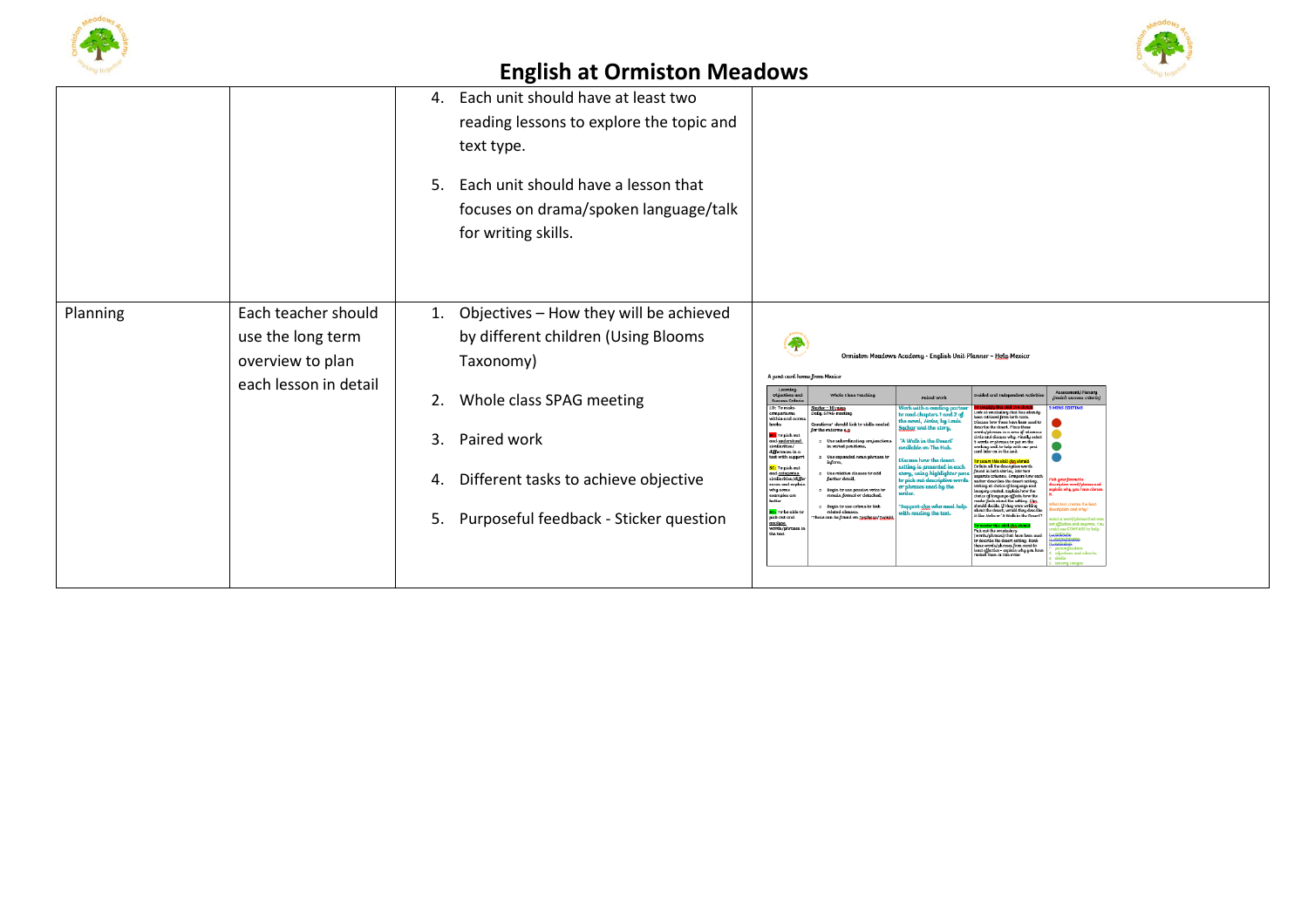# English at Ormiston Meadows

| | | | |
|---|---|---|---|
| | | 4. Each unit should have at least two reading lessons to explore the topic and text type.<br><br>5. Each unit should have a lesson that focuses on drama/spoken language/talk for writing skills. | |
| Planning | Each teacher should use the long term overview to plan each lesson in detail | 1. Objectives – How they will be achieved by different children (Using Blooms Taxonomy)<br><br>2. Whole class SPAG meeting<br><br>3. Paired work<br><br>4. Different tasks to achieve objective<br><br>5. Purposeful feedback - Sticker question | |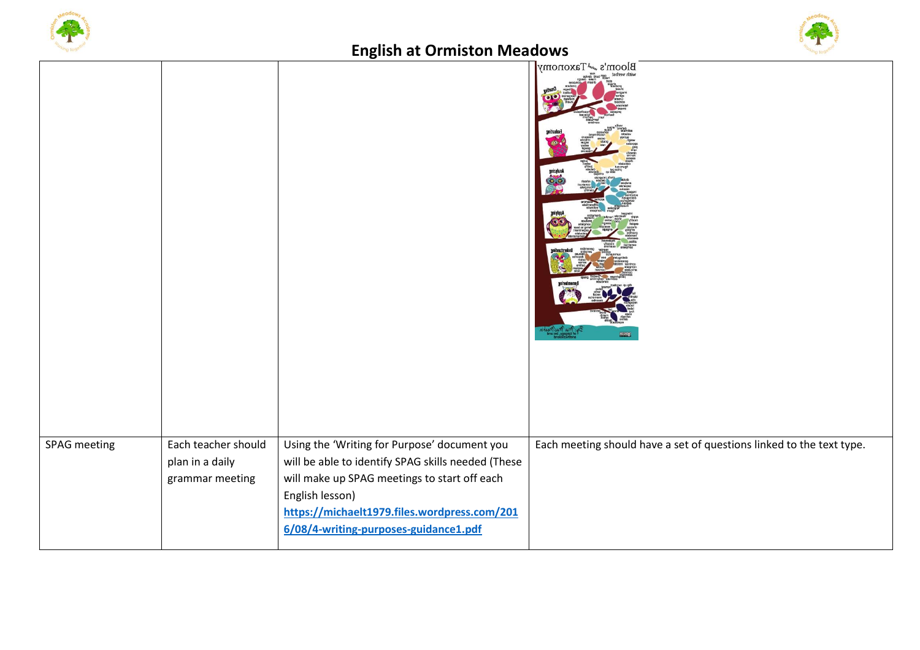# English at Ormiston Meadows

| | | | |
|---|---|---|---|
| | | | |
| SPAG meeting | Each teacher should plan in a daily grammar meeting | Using the 'Writing for Purpose' document you will be able to identify SPAG skills needed (These will make up SPAG meetings to start off each English lesson) **https://michaelt1979.files.wordpress.com/2016/08/4-writing-purposes-guidance1.pdf** | Each meeting should have a set of questions linked to the text type. |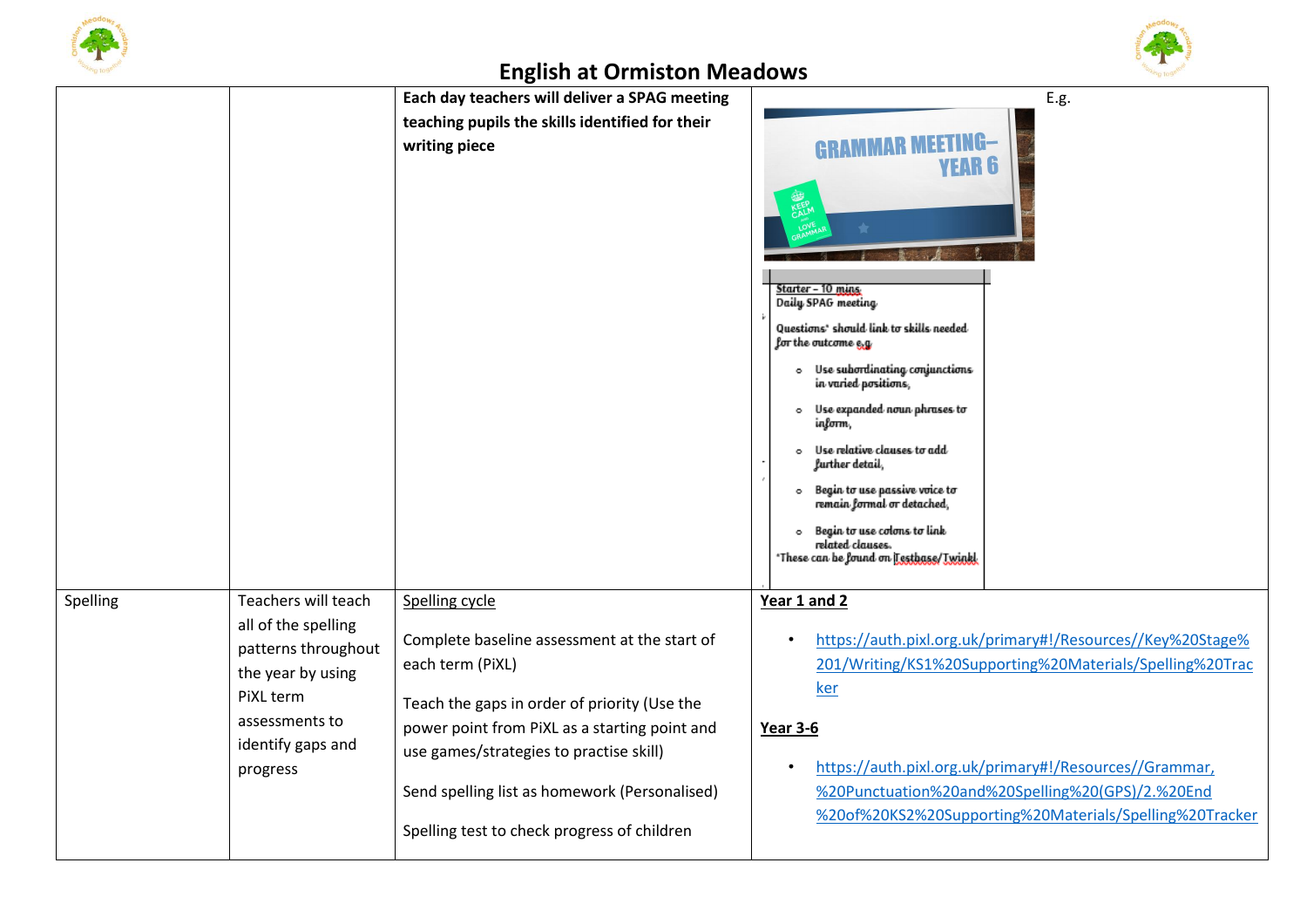# English at Ormiston Meadows

| | | | |
|---|---|---|---|
| | | **Each day teachers will deliver a SPAG meeting teaching pupils the skills identified for their writing piece** | E.g. GRAMMAR MEETING– YEAR 6 KEEP CALM AND LOVE GRAMMAR<br><br>Starter – 10 mins<br>Daily SPAG meeting<br>Questions* should link to skills needed for the outcome e.g<br>- Use subordinating conjunctions in varied positions,<br>- Use expanded noun phrases to inform,<br>- Use relative clauses to add further detail,<br>- Begin to use passive voice to remain formal or detached,<br>- Begin to use colons to link related clauses.<br><br>*These can be found on Testbase/Twinkl |
| Spelling | Teachers will teach all of the spelling patterns throughout the year by using PiXL term assessments to identify gaps and progress | Spelling cycle<br><br>Complete baseline assessment at the start of each term (PiXL)<br><br>Teach the gaps in order of priority (Use the power point from PiXL as a starting point and use games/strategies to practise skill)<br><br>Send spelling list as homework (Personalised)<br><br>Spelling test to check progress of children | **Year 1 and 2**<br><br>- https://auth.pixl.org.uk/primary#!/Resources//Key%20Stage%201/Writing/KS1%20Supporting%20Materials/Spelling%20Tracker<br><br>**Year 3-6**<br><br>- https://auth.pixl.org.uk/primary#!/Resources//Grammar,%20Punctuation%20and%20Spelling%20(GPS)/2.%20End%20of%20KS2%20Supporting%20Materials/Spelling%20Tracker |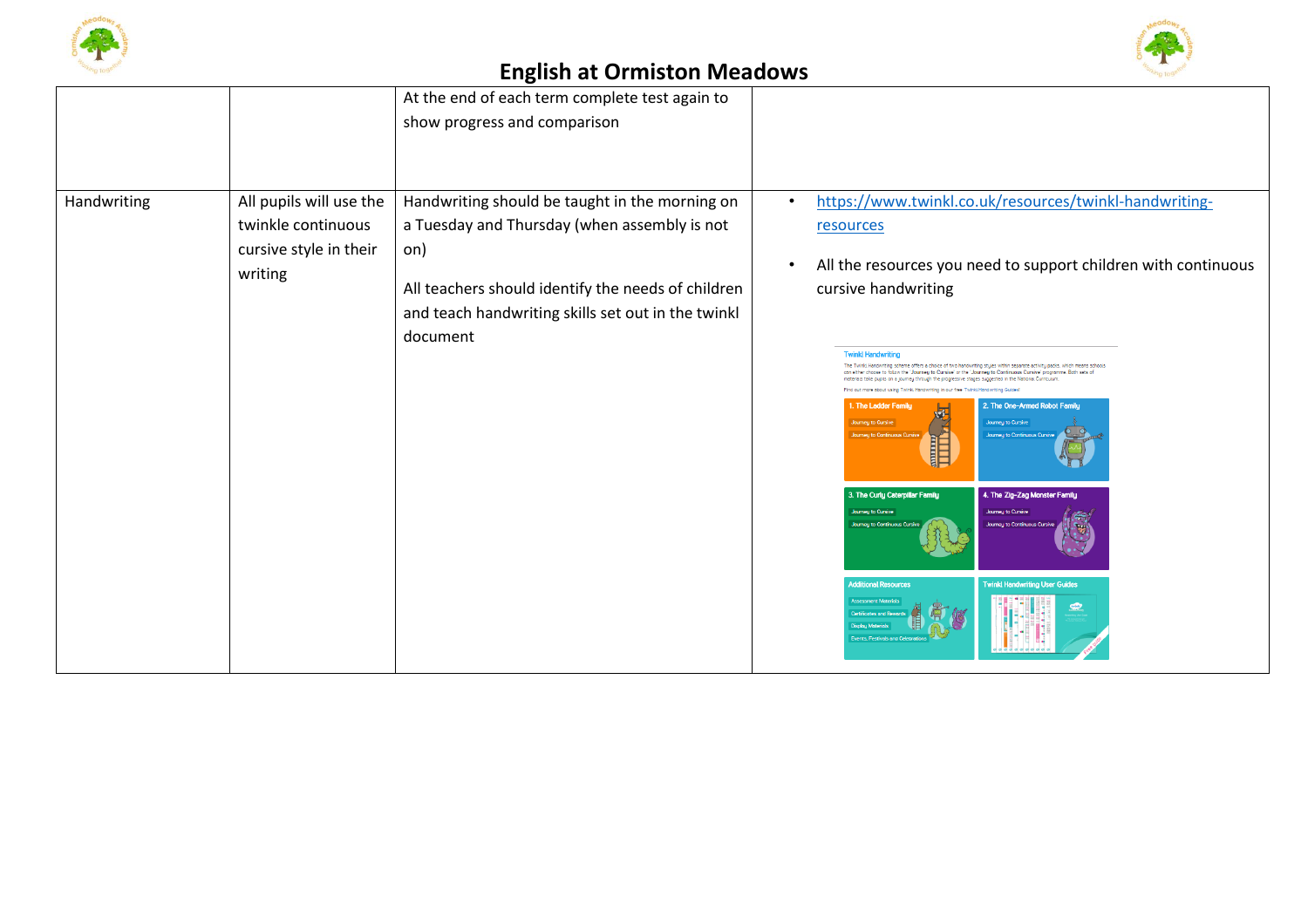## English at Ormiston Meadows

| | | | |
|---|---|---|---|
| | | At the end of each term complete test again to show progress and comparison | |
| Handwriting | All pupils will use the twinkle continuous cursive style in their writing | Handwriting should be taught in the morning on a Tuesday and Thursday (when assembly is not on)<br><br>All teachers should identify the needs of children and teach handwriting skills set out in the twinkl document | • https://www.twinkl.co.uk/resources/twinkl-handwriting-resources<br><br>• All the resources you need to support children with continuous cursive handwriting |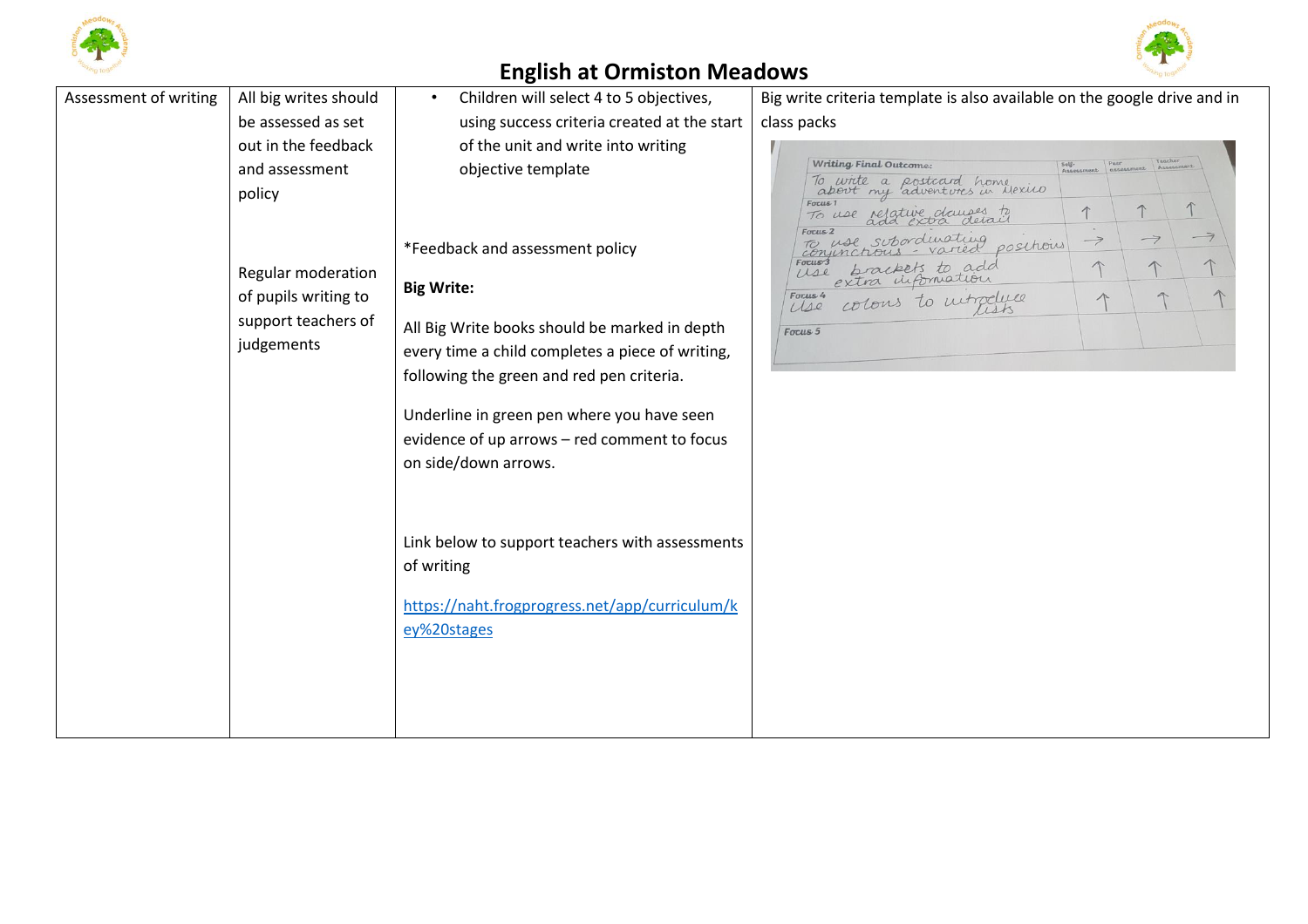# English at Ormiston Meadows

| | | | |
|---|---|---|---|
| Assessment of writing | All big writes should be assessed as set out in the feedback and assessment policy<br><br>Regular moderation of pupils writing to support teachers of judgements | • Children will select 4 to 5 objectives, using success criteria created at the start of the unit and write into writing objective template<br><br>*Feedback and assessment policy<br><br>**Big Write:**<br><br>All Big Write books should be marked in depth every time a child completes a piece of writing, following the green and red pen criteria.<br><br>Underline in green pen where you have seen evidence of up arrows – red comment to focus on side/down arrows.<br><br>Link below to support teachers with assessments of writing<br><br>[https://naht.frogprogress.net/app/curriculum/key%20stages](https://naht.frogprogress.net/app/curriculum/key%20stages) | Big write criteria template is also available on the google drive and in class packs |